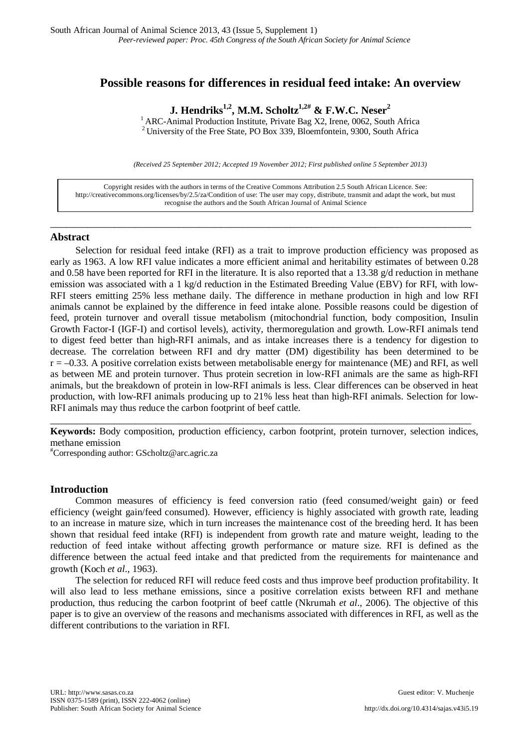# Possible reasons for differences in residual feed intake: An overview

**J. Hendriks[1,2], M.M. Scholtz[1,2#] & F.W.C. Neser[2]**

[1] ARC-Animal Production Institute, Private Bag X2, Irene, 0062, South Africa
[2] University of the Free State, PO Box 339, Bloemfontein, 9300, South Africa

*(Received 25 September 2012; Accepted 19 November 2012; First published online 5 September 2013)*

Copyright resides with the authors in terms of the Creative Commons Attribution 2.5 South African Licence. See: http://creativecommons.org/licenses/by/2.5/za/Condition of use: The user may copy, distribute, transmit and adapt the work, but must recognise the authors and the South African Journal of Animal Science

## Abstract

Selection for residual feed intake (RFI) as a trait to improve production efficiency was proposed as early as 1963. A low RFI value indicates a more efficient animal and heritability estimates of between 0.28 and 0.58 have been reported for RFI in the literature. It is also reported that a 13.38 g/d reduction in methane emission was associated with a 1 kg/d reduction in the Estimated Breeding Value (EBV) for RFI, with low-RFI steers emitting 25% less methane daily. The difference in methane production in high and low RFI animals cannot be explained by the difference in feed intake alone. Possible reasons could be digestion of feed, protein turnover and overall tissue metabolism (mitochondrial function, body composition, Insulin Growth Factor-I (IGF-I) and cortisol levels), activity, thermoregulation and growth. Low-RFI animals tend to digest feed better than high-RFI animals, and as intake increases there is a tendency for digestion to decrease. The correlation between RFI and dry matter (DM) digestibility has been determined to be $r = -0.33$. A positive correlation exists between metabolisable energy for maintenance (ME) and RFI, as well as between ME and protein turnover. Thus protein secretion in low-RFI animals are the same as high-RFI animals, but the breakdown of protein in low-RFI animals is less. Clear differences can be observed in heat production, with low-RFI animals producing up to 21% less heat than high-RFI animals. Selection for low-RFI animals may thus reduce the carbon footprint of beef cattle.

**Keywords:** Body composition, production efficiency, carbon footprint, protein turnover, selection indices, methane emission

#Corresponding author: GScholtz@arc.agric.za

## Introduction

Common measures of efficiency is feed conversion ratio (feed consumed/weight gain) or feed efficiency (weight gain/feed consumed). However, efficiency is highly associated with growth rate, leading to an increase in mature size, which in turn increases the maintenance cost of the breeding herd. It has been shown that residual feed intake (RFI) is independent from growth rate and mature weight, leading to the reduction of feed intake without affecting growth performance or mature size. RFI is defined as the difference between the actual feed intake and that predicted from the requirements for maintenance and growth (Koch *et al*., 1963).

The selection for reduced RFI will reduce feed costs and thus improve beef production profitability. It will also lead to less methane emissions, since a positive correlation exists between RFI and methane production, thus reducing the carbon footprint of beef cattle (Nkrumah *et al*., 2006). The objective of this paper is to give an overview of the reasons and mechanisms associated with differences in RFI, as well as the different contributions to the variation in RFI.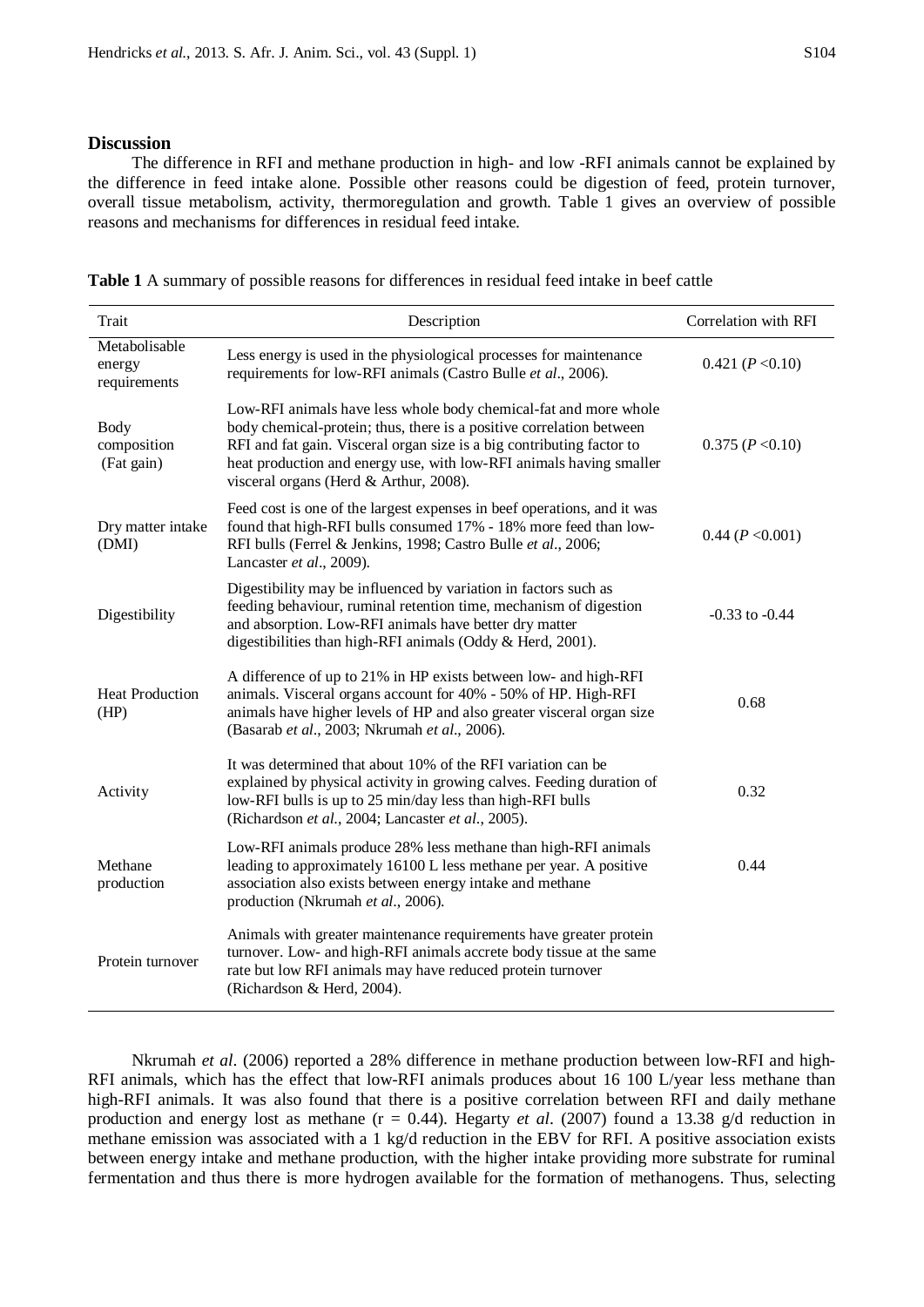## Discussion

The difference in RFI and methane production in high- and low -RFI animals cannot be explained by the difference in feed intake alone. Possible other reasons could be digestion of feed, protein turnover, overall tissue metabolism, activity, thermoregulation and growth. Table 1 gives an overview of possible reasons and mechanisms for differences in residual feed intake.

**Table 1** A summary of possible reasons for differences in residual feed intake in beef cattle

| Trait | Description | Correlation with RFI |
|---|---|---|
| Metabolisable energy requirements | Less energy is used in the physiological processes for maintenance requirements for low-RFI animals (Castro Bulle *et al*., 2006). | 0.421 ($P$ <0.10) |
| Body composition (Fat gain) | Low-RFI animals have less whole body chemical-fat and more whole body chemical-protein; thus, there is a positive correlation between RFI and fat gain. Visceral organ size is a big contributing factor to heat production and energy use, with low-RFI animals having smaller visceral organs (Herd & Arthur, 2008). | 0.375 ($P$ <0.10) |
| Dry matter intake (DMI) | Feed cost is one of the largest expenses in beef operations, and it was found that high-RFI bulls consumed 17% - 18% more feed than low-RFI bulls (Ferrel & Jenkins, 1998; Castro Bulle *et al*., 2006; Lancaster *et al*., 2009). | 0.44 ($P$ <0.001) |
| Digestibility | Digestibility may be influenced by variation in factors such as feeding behaviour, ruminal retention time, mechanism of digestion and absorption. Low-RFI animals have better dry matter digestibilities than high-RFI animals (Oddy & Herd, 2001). | -0.33 to -0.44 |
| Heat Production (HP) | A difference of up to 21% in HP exists between low- and high-RFI animals. Visceral organs account for 40% - 50% of HP. High-RFI animals have higher levels of HP and also greater visceral organ size (Basarab *et al*., 2003; Nkrumah *et al*., 2006). | 0.68 |
| Activity | It was determined that about 10% of the RFI variation can be explained by physical activity in growing calves. Feeding duration of low-RFI bulls is up to 25 min/day less than high-RFI bulls (Richardson *et al*., 2004; Lancaster *et al*., 2005). | 0.32 |
| Methane production | Low-RFI animals produce 28% less methane than high-RFI animals leading to approximately 16100 L less methane per year. A positive association also exists between energy intake and methane production (Nkrumah *et al*., 2006). | 0.44 |
| Protein turnover | Animals with greater maintenance requirements have greater protein turnover. Low- and high-RFI animals accrete body tissue at the same rate but low RFI animals may have reduced protein turnover (Richardson & Herd, 2004). | |

Nkrumah *et al*. (2006) reported a 28% difference in methane production between low-RFI and high-RFI animals, which has the effect that low-RFI animals produces about 16 100 L/year less methane than high-RFI animals. It was also found that there is a positive correlation between RFI and daily methane production and energy lost as methane ($r = 0.44$). Hegarty *et al*. (2007) found a 13.38 g/d reduction in methane emission was associated with a 1 kg/d reduction in the EBV for RFI. A positive association exists between energy intake and methane production, with the higher intake providing more substrate for ruminal fermentation and thus there is more hydrogen available for the formation of methanogens. Thus, selecting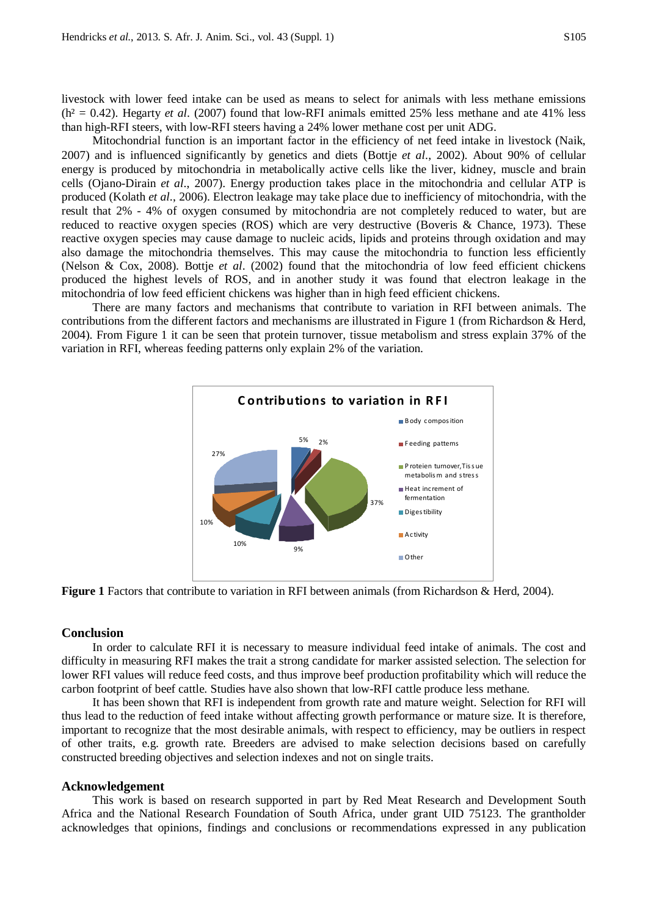livestock with lower feed intake can be used as means to select for animals with less methane emissions ($h^2 = 0.42$). Hegarty *et al*. (2007) found that low-RFI animals emitted 25% less methane and ate 41% less than high-RFI steers, with low-RFI steers having a 24% lower methane cost per unit ADG.

Mitochondrial function is an important factor in the efficiency of net feed intake in livestock (Naik, 2007) and is influenced significantly by genetics and diets (Bottje *et al*., 2002). About 90% of cellular energy is produced by mitochondria in metabolically active cells like the liver, kidney, muscle and brain cells (Ojano-Dirain *et al*., 2007). Energy production takes place in the mitochondria and cellular ATP is produced (Kolath *et al*., 2006). Electron leakage may take place due to inefficiency of mitochondria, with the result that 2% - 4% of oxygen consumed by mitochondria are not completely reduced to water, but are reduced to reactive oxygen species (ROS) which are very destructive (Boveris & Chance, 1973). These reactive oxygen species may cause damage to nucleic acids, lipids and proteins through oxidation and may also damage the mitochondria themselves. This may cause the mitochondria to function less efficiently (Nelson & Cox, 2008). Bottje *et al*. (2002) found that the mitochondria of low feed efficient chickens produced the highest levels of ROS, and in another study it was found that electron leakage in the mitochondria of low feed efficient chickens was higher than in high feed efficient chickens.

There are many factors and mechanisms that contribute to variation in RFI between animals. The contributions from the different factors and mechanisms are illustrated in Figure 1 (from Richardson & Herd, 2004). From Figure 1 it can be seen that protein turnover, tissue metabolism and stress explain 37% of the variation in RFI, whereas feeding patterns only explain 2% of the variation.

Contributions to variation in RFI

5%
2%
37%
9%
10%
10%
27%

Body composition
Feeding patterns
Proteien turnover, Tissue metabolism and stress
Heat increment of fermentation
Digestibility
Activity
Other

**Figure 1** Factors that contribute to variation in RFI between animals (from Richardson & Herd, 2004).

## Conclusion

In order to calculate RFI it is necessary to measure individual feed intake of animals. The cost and difficulty in measuring RFI makes the trait a strong candidate for marker assisted selection. The selection for lower RFI values will reduce feed costs, and thus improve beef production profitability which will reduce the carbon footprint of beef cattle. Studies have also shown that low-RFI cattle produce less methane.

It has been shown that RFI is independent from growth rate and mature weight. Selection for RFI will thus lead to the reduction of feed intake without affecting growth performance or mature size. It is therefore, important to recognize that the most desirable animals, with respect to efficiency, may be outliers in respect of other traits, e.g. growth rate. Breeders are advised to make selection decisions based on carefully constructed breeding objectives and selection indexes and not on single traits.

## Acknowledgement

This work is based on research supported in part by Red Meat Research and Development South Africa and the National Research Foundation of South Africa, under grant UID 75123. The grantholder acknowledges that opinions, findings and conclusions or recommendations expressed in any publication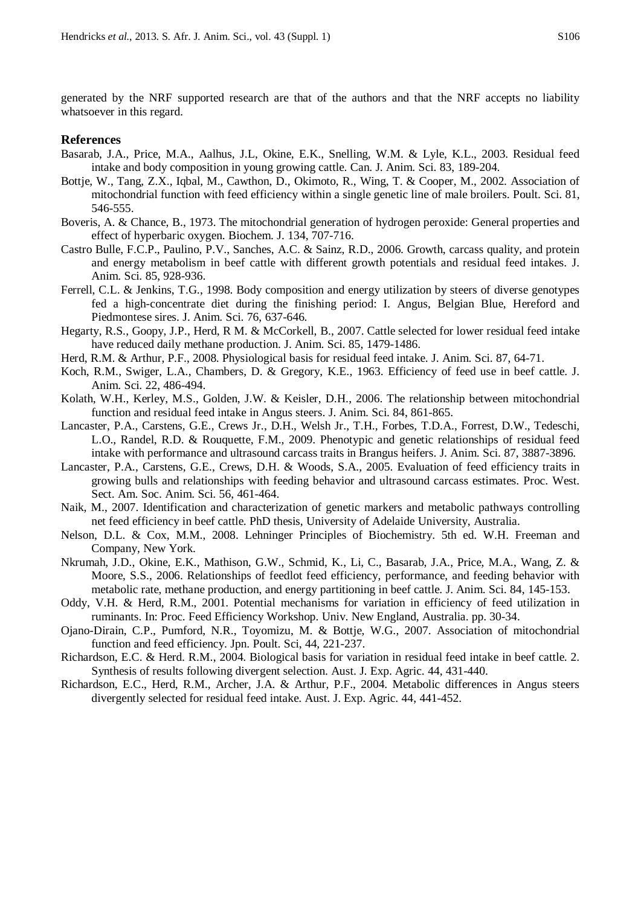generated by the NRF supported research are that of the authors and that the NRF accepts no liability whatsoever in this regard.

## References

Basarab, J.A., Price, M.A., Aalhus, J.L, Okine, E.K., Snelling, W.M. & Lyle, K.L., 2003. Residual feed intake and body composition in young growing cattle. Can. J. Anim. Sci. 83, 189-204.

Bottje, W., Tang, Z.X., Iqbal, M., Cawthon, D., Okimoto, R., Wing, T. & Cooper, M., 2002. Association of mitochondrial function with feed efficiency within a single genetic line of male broilers. Poult. Sci. 81, 546-555.

Boveris, A. & Chance, B., 1973. The mitochondrial generation of hydrogen peroxide: General properties and effect of hyperbaric oxygen. Biochem. J. 134, 707-716.

Castro Bulle, F.C.P., Paulino, P.V., Sanches, A.C. & Sainz, R.D., 2006. Growth, carcass quality, and protein and energy metabolism in beef cattle with different growth potentials and residual feed intakes. J. Anim. Sci. 85, 928-936.

Ferrell, C.L. & Jenkins, T.G., 1998. Body composition and energy utilization by steers of diverse genotypes fed a high-concentrate diet during the finishing period: I. Angus, Belgian Blue, Hereford and Piedmontese sires. J. Anim. Sci. 76, 637-646.

Hegarty, R.S., Goopy, J.P., Herd, R M. & McCorkell, B., 2007. Cattle selected for lower residual feed intake have reduced daily methane production. J. Anim. Sci. 85, 1479-1486.

Herd, R.M. & Arthur, P.F., 2008. Physiological basis for residual feed intake. J. Anim. Sci. 87, 64-71.

Koch, R.M., Swiger, L.A., Chambers, D. & Gregory, K.E., 1963. Efficiency of feed use in beef cattle. J. Anim. Sci. 22, 486-494.

Kolath, W.H., Kerley, M.S., Golden, J.W. & Keisler, D.H., 2006. The relationship between mitochondrial function and residual feed intake in Angus steers. J. Anim. Sci. 84, 861-865.

Lancaster, P.A., Carstens, G.E., Crews Jr., D.H., Welsh Jr., T.H., Forbes, T.D.A., Forrest, D.W., Tedeschi, L.O., Randel, R.D. & Rouquette, F.M., 2009. Phenotypic and genetic relationships of residual feed intake with performance and ultrasound carcass traits in Brangus heifers. J. Anim. Sci. 87, 3887-3896.

Lancaster, P.A., Carstens, G.E., Crews, D.H. & Woods, S.A., 2005. Evaluation of feed efficiency traits in growing bulls and relationships with feeding behavior and ultrasound carcass estimates. Proc. West. Sect. Am. Soc. Anim. Sci. 56, 461-464.

Naik, M., 2007. Identification and characterization of genetic markers and metabolic pathways controlling net feed efficiency in beef cattle. PhD thesis, University of Adelaide University, Australia.

Nelson, D.L. & Cox, M.M., 2008. Lehninger Principles of Biochemistry. 5th ed. W.H. Freeman and Company, New York.

Nkrumah, J.D., Okine, E.K., Mathison, G.W., Schmid, K., Li, C., Basarab, J.A., Price, M.A., Wang, Z. & Moore, S.S., 2006. Relationships of feedlot feed efficiency, performance, and feeding behavior with metabolic rate, methane production, and energy partitioning in beef cattle. J. Anim. Sci. 84, 145-153.

Oddy, V.H. & Herd, R.M., 2001. Potential mechanisms for variation in efficiency of feed utilization in ruminants. In: Proc. Feed Efficiency Workshop. Univ. New England, Australia. pp. 30-34.

Ojano-Dirain, C.P., Pumford, N.R., Toyomizu, M. & Bottje, W.G., 2007. Association of mitochondrial function and feed efficiency. Jpn. Poult. Sci, 44, 221-237.

Richardson, E.C. & Herd. R.M., 2004. Biological basis for variation in residual feed intake in beef cattle. 2. Synthesis of results following divergent selection. Aust. J. Exp. Agric. 44, 431-440.

Richardson, E.C., Herd, R.M., Archer, J.A. & Arthur, P.F., 2004. Metabolic differences in Angus steers divergently selected for residual feed intake. Aust. J. Exp. Agric. 44, 441-452.